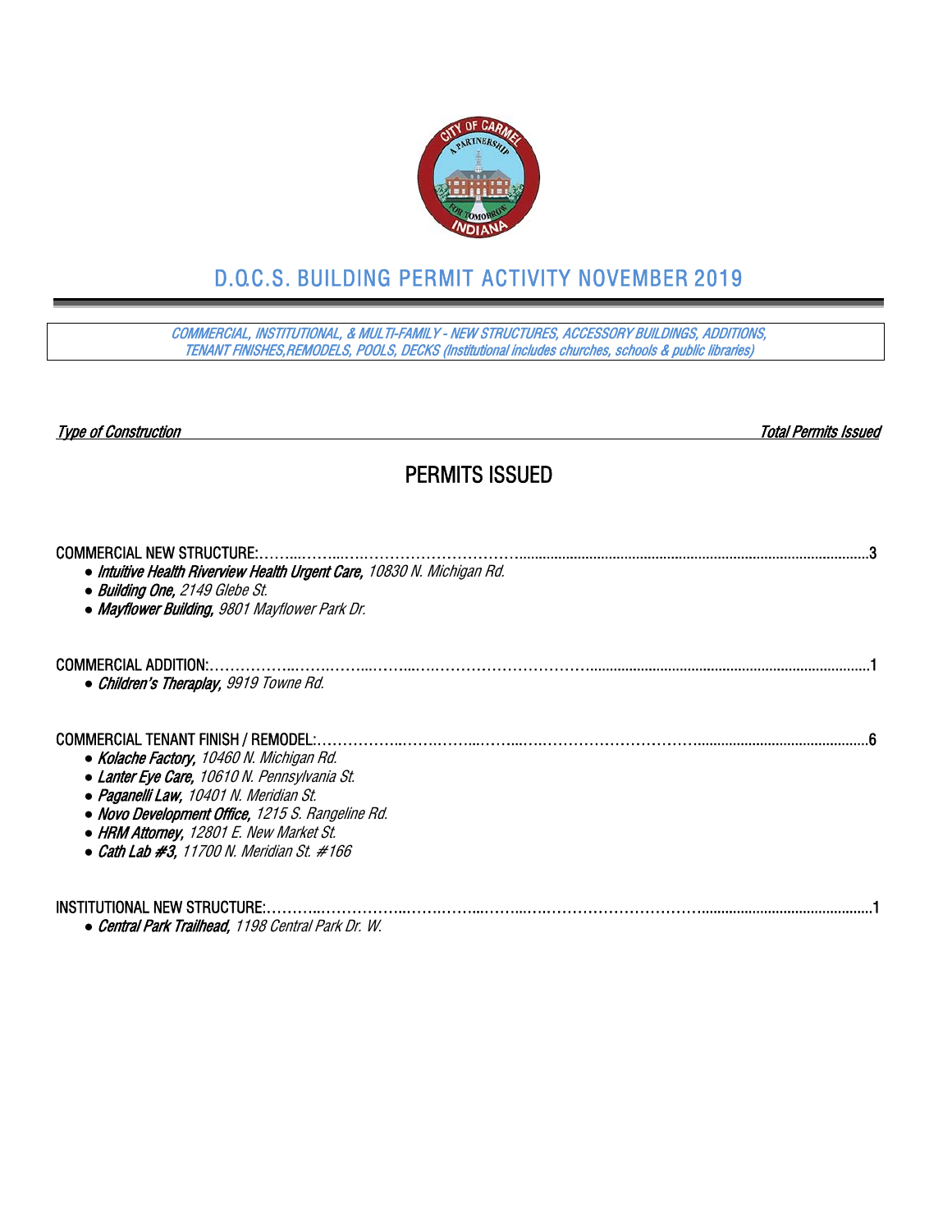# D.O.C.S. BUILDING PERMIT ACTIVITY NOVEMBER 2019

*COMMERCIAL, INSTITUTIONAL, & MULTI-FAMILY - NEW STRUCTURES, ACCESSORY BUILDINGS, ADDITIONS, TENANT FINISHES,REMODELS, POOLS, DECKS (Institutional includes churches, schools & public libraries)*

| *Type of Construction* | *Total Permits Issued* |
|---|---|

## PERMITS ISSUED

COMMERCIAL NEW STRUCTURE:……………………………………………………………………………3

- ***Intuitive Health Riverview Health Urgent Care,*** *10830 N. Michigan Rd.*
- ***Building One,*** *2149 Glebe St.*
- ***Mayflower Building,*** *9801 Mayflower Park Dr.*

COMMERCIAL ADDITION:……………………………………………………………………………1

- ***Children's Theraplay,*** *9919 Towne Rd.*

COMMERCIAL TENANT FINISH / REMODEL:……………………………………………………………6

- ***Kolache Factory,*** *10460 N. Michigan Rd.*
- ***Lanter Eye Care,*** *10610 N. Pennsylvania St.*
- ***Paganelli Law,*** *10401 N. Meridian St.*
- ***Novo Development Office,*** *1215 S. Rangeline Rd.*
- ***HRM Attorney,*** *12801 E. New Market St.*
- ***Cath Lab #3,*** *11700 N. Meridian St. #166*

INSTITUTIONAL NEW STRUCTURE:……………………………………………………………………1

- ***Central Park Trailhead,*** *1198 Central Park Dr. W.*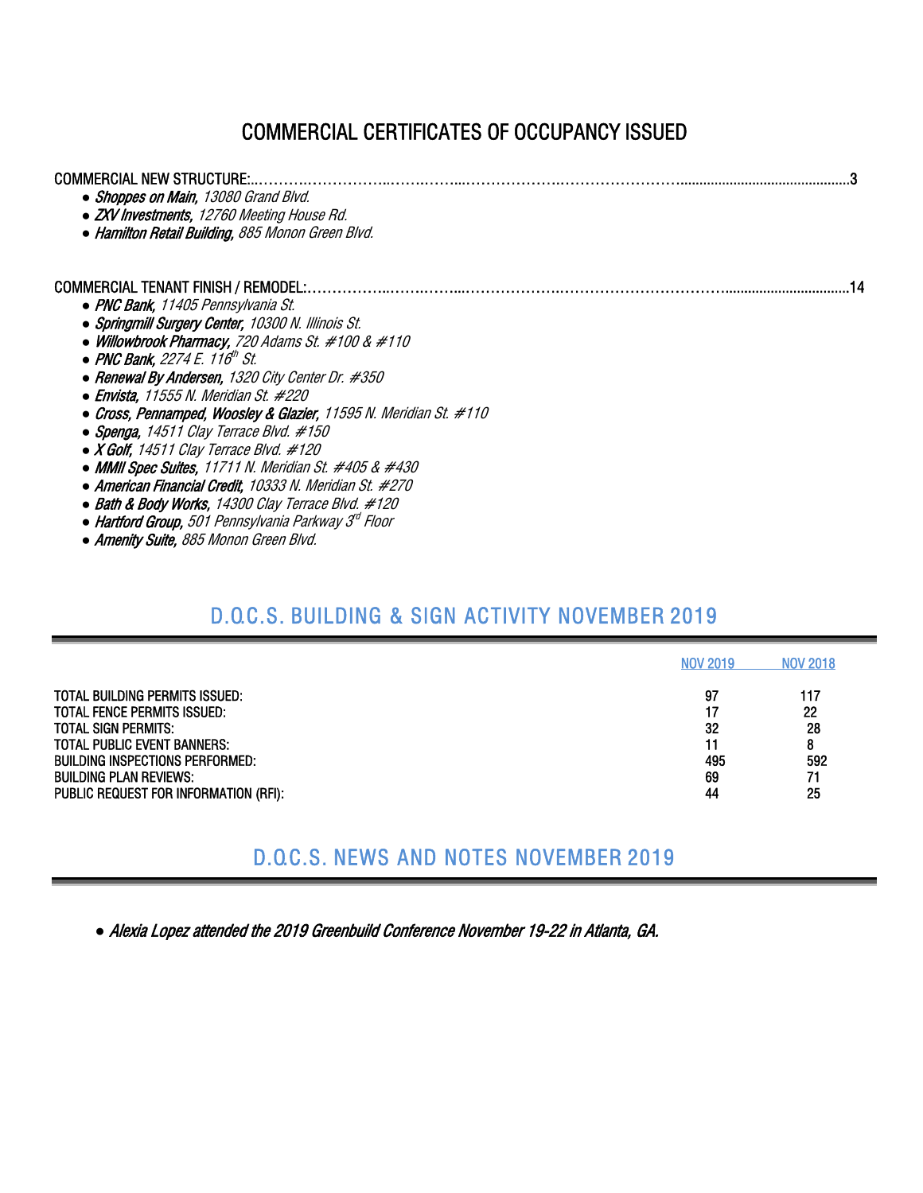# COMMERCIAL CERTIFICATES OF OCCUPANCY ISSUED

COMMERCIAL NEW STRUCTURE:..........................................................................................................................3

- ***Shoppes on Main**, 13080 Grand Blvd.*
- ***ZXV Investments**, 12760 Meeting House Rd.*
- ***Hamilton Retail Building**, 885 Monon Green Blvd.*

COMMERCIAL TENANT FINISH / REMODEL:..........................................................................................................14

- ***PNC Bank**, 11405 Pennsylvania St.*
- ***Springmill Surgery Center**, 10300 N. Illinois St.*
- ***Willowbrook Pharmacy**, 720 Adams St. #100 & #110*
- ***PNC Bank**, 2274 E. 116th St.*
- ***Renewal By Andersen**, 1320 City Center Dr. #350*
- ***Envista**, 11555 N. Meridian St. #220*
- ***Cross, Pennamped, Woosley & Glazier**, 11595 N. Meridian St. #110*
- ***Spenga**, 14511 Clay Terrace Blvd. #150*
- ***X Golf**, 14511 Clay Terrace Blvd. #120*
- ***MMII Spec Suites**, 11711 N. Meridian St. #405 & #430*
- ***American Financial Credit**, 10333 N. Meridian St. #270*
- ***Bath & Body Works**, 14300 Clay Terrace Blvd. #120*
- ***Hartford Group**, 501 Pennsylvania Parkway 3rd Floor*
- ***Amenity Suite**, 885 Monon Green Blvd.*

## D.O.C.S. BUILDING & SIGN ACTIVITY NOVEMBER 2019

| | NOV 2019 | NOV 2018 |
|---|---|---|
| TOTAL BUILDING PERMITS ISSUED: | 97 | 117 |
| TOTAL FENCE PERMITS ISSUED: | 17 | 22 |
| TOTAL SIGN PERMITS: | 32 | 28 |
| TOTAL PUBLIC EVENT BANNERS: | 11 | 8 |
| BUILDING INSPECTIONS PERFORMED: | 495 | 592 |
| BUILDING PLAN REVIEWS: | 69 | 71 |
| PUBLIC REQUEST FOR INFORMATION (RFI): | 44 | 25 |

## D.O.C.S. NEWS AND NOTES NOVEMBER 2019

- ***Alexia Lopez attended the 2019 Greenbuild Conference November 19-22 in Atlanta, GA.***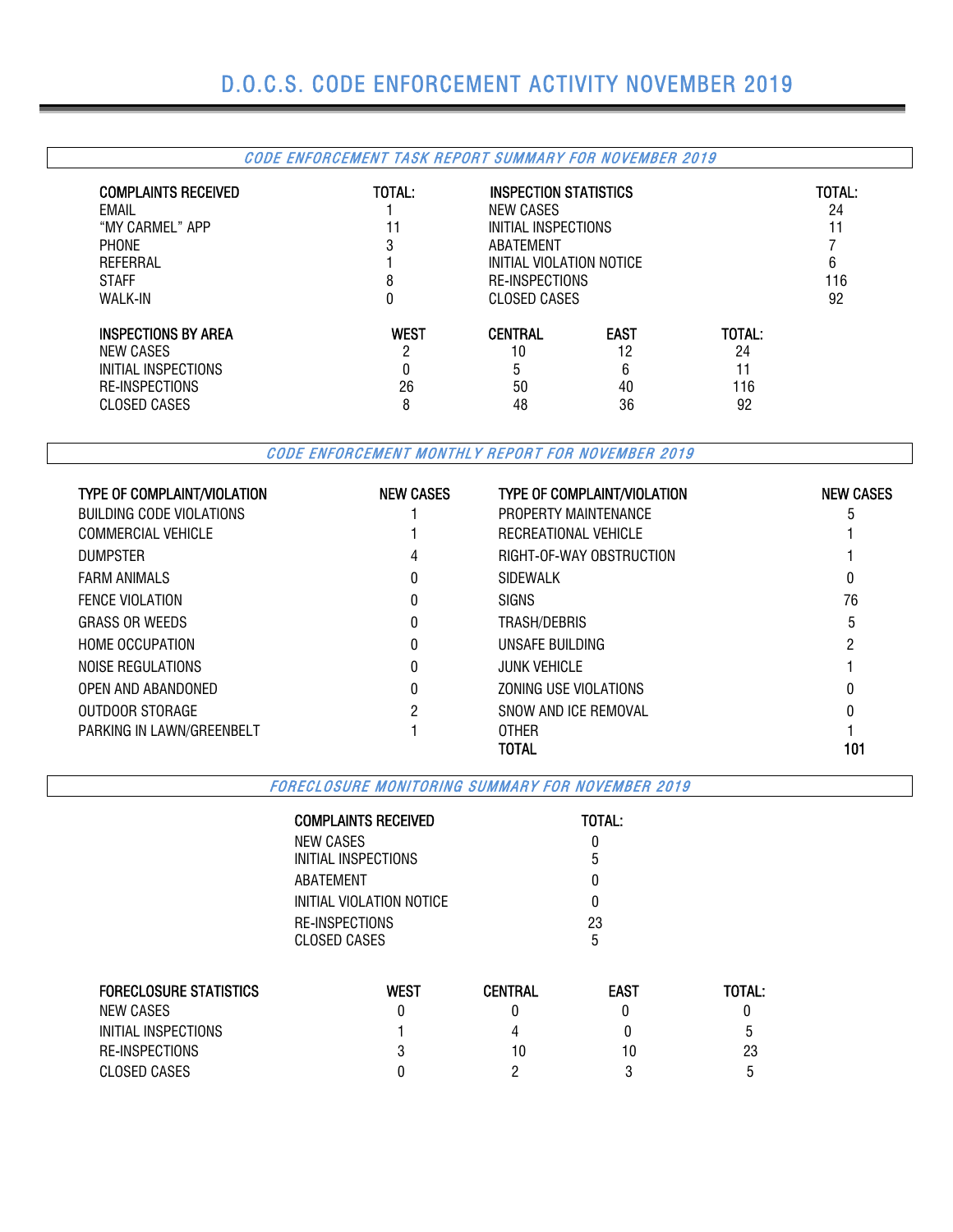# D.O.C.S. CODE ENFORCEMENT ACTIVITY NOVEMBER 2019

## *CODE ENFORCEMENT TASK REPORT SUMMARY FOR NOVEMBER 2019*

| COMPLAINTS RECEIVED | TOTAL: |
|---|---|
| EMAIL | 1 |
| "MY CARMEL" APP | 11 |
| PHONE | 3 |
| REFERRAL | 1 |
| STAFF | 8 |
| WALK-IN | 0 |

| INSPECTION STATISTICS | TOTAL: |
|---|---|
| NEW CASES | 24 |
| INITIAL INSPECTIONS | 11 |
| ABATEMENT | 7 |
| INITIAL VIOLATION NOTICE | 6 |
| RE-INSPECTIONS | 116 |
| CLOSED CASES | 92 |

| INSPECTIONS BY AREA | WEST | CENTRAL | EAST | TOTAL: |
|---|---|---|---|---|
| NEW CASES | 2 | 10 | 12 | 24 |
| INITIAL INSPECTIONS | 0 | 5 | 6 | 11 |
| RE-INSPECTIONS | 26 | 50 | 40 | 116 |
| CLOSED CASES | 8 | 48 | 36 | 92 |

## *CODE ENFORCEMENT MONTHLY REPORT FOR NOVEMBER 2019*

| TYPE OF COMPLAINT/VIOLATION | NEW CASES | TYPE OF COMPLAINT/VIOLATION | NEW CASES |
|---|---|---|---|
| BUILDING CODE VIOLATIONS | 1 | PROPERTY MAINTENANCE | 5 |
| COMMERCIAL VEHICLE | 1 | RECREATIONAL VEHICLE | 1 |
| DUMPSTER | 4 | RIGHT-OF-WAY OBSTRUCTION | 1 |
| FARM ANIMALS | 0 | SIDEWALK | 0 |
| FENCE VIOLATION | 0 | SIGNS | 76 |
| GRASS OR WEEDS | 0 | TRASH/DEBRIS | 5 |
| HOME OCCUPATION | 0 | UNSAFE BUILDING | 2 |
| NOISE REGULATIONS | 0 | JUNK VEHICLE | 1 |
| OPEN AND ABANDONED | 0 | ZONING USE VIOLATIONS | 0 |
| OUTDOOR STORAGE | 2 | SNOW AND ICE REMOVAL | 0 |
| PARKING IN LAWN/GREENBELT | 1 | OTHER | 1 |
| | | **TOTAL** | **101** |

## *FORECLOSURE MONITORING SUMMARY FOR NOVEMBER 2019*

| COMPLAINTS RECEIVED | TOTAL: |
|---|---|
| NEW CASES | 0 |
| INITIAL INSPECTIONS | 5 |
| ABATEMENT | 0 |
| INITIAL VIOLATION NOTICE | 0 |
| RE-INSPECTIONS | 23 |
| CLOSED CASES | 5 |

| FORECLOSURE STATISTICS | WEST | CENTRAL | EAST | TOTAL: |
|---|---|---|---|---|
| NEW CASES | 0 | 0 | 0 | 0 |
| INITIAL INSPECTIONS | 1 | 4 | 0 | 5 |
| RE-INSPECTIONS | 3 | 10 | 10 | 23 |
| CLOSED CASES | 0 | 2 | 3 | 5 |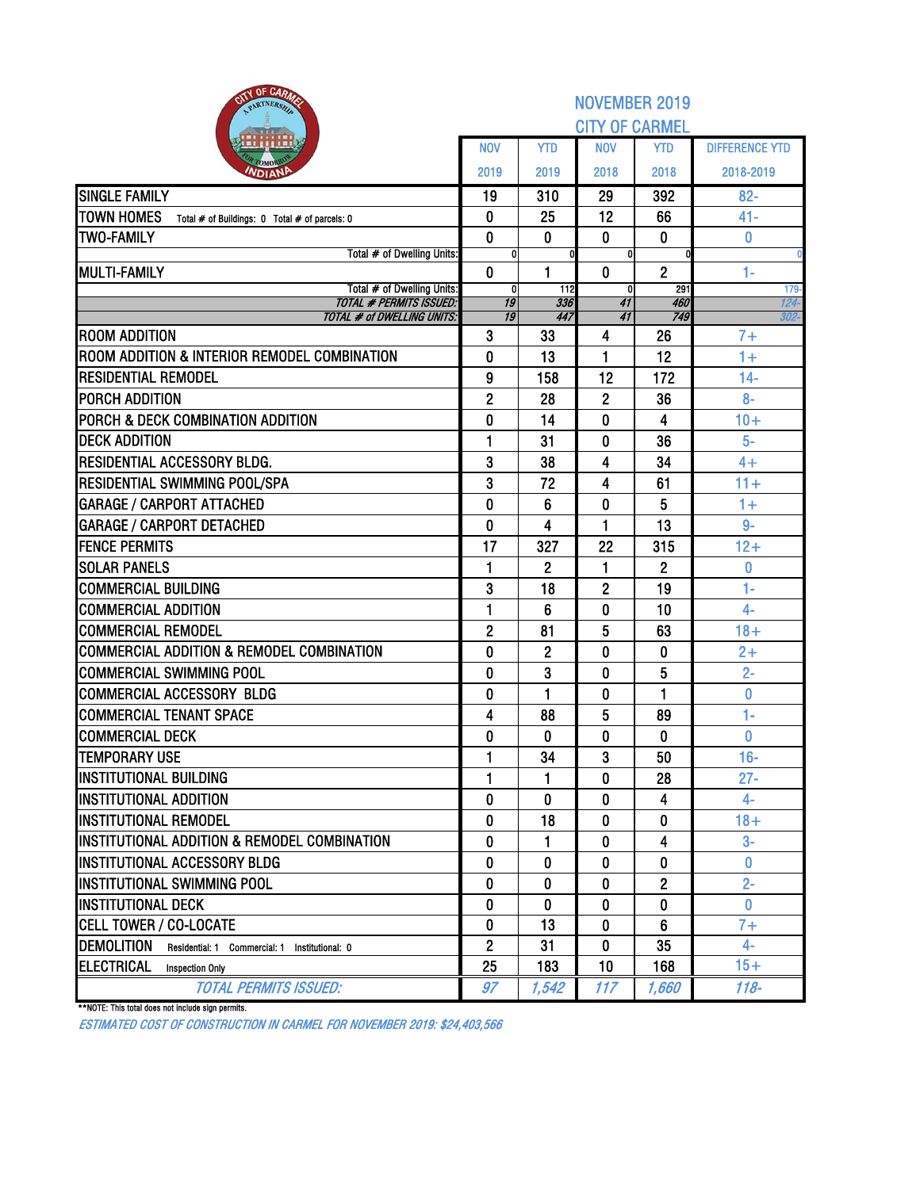# NOVEMBER 2019

## CITY OF CARMEL

| | NOV 2019 | YTD 2019 | NOV 2018 | YTD 2018 | DIFFERENCE YTD 2018-2019 |
|---|---|---|---|---|---|
| SINGLE FAMILY | 19 | 310 | 29 | 392 | 82- |
| TOWN HOMES Total # of Buildings: 0 Total # of parcels: 0 | 0 | 25 | 12 | 66 | 41- |
| TWO-FAMILY | 0 | 0 | 0 | 0 | 0 |
| Total # of Dwelling Units: | 0 | 0 | 0 | 0 | 0 |
| MULTI-FAMILY | 0 | 1 | 0 | 2 | 1- |
| Total # of Dwelling Units: | 0 | 112 | 0 | 291 | 179- |
| *TOTAL # PERMITS ISSUED:* | *19* | *336* | *41* | *460* | *124-* |
| *TOTAL # of DWELLING UNITS:* | *19* | *447* | *41* | *749* | *302-* |
| ROOM ADDITION | 3 | 33 | 4 | 26 | 7+ |
| ROOM ADDITION & INTERIOR REMODEL COMBINATION | 0 | 13 | 1 | 12 | 1+ |
| RESIDENTIAL REMODEL | 9 | 158 | 12 | 172 | 14- |
| PORCH ADDITION | 2 | 28 | 2 | 36 | 8- |
| PORCH & DECK COMBINATION ADDITION | 0 | 14 | 0 | 4 | 10+ |
| DECK ADDITION | 1 | 31 | 0 | 36 | 5- |
| RESIDENTIAL ACCESSORY BLDG. | 3 | 38 | 4 | 34 | 4+ |
| RESIDENTIAL SWIMMING POOL/SPA | 3 | 72 | 4 | 61 | 11+ |
| GARAGE / CARPORT ATTACHED | 0 | 6 | 0 | 5 | 1+ |
| GARAGE / CARPORT DETACHED | 0 | 4 | 1 | 13 | 9- |
| FENCE PERMITS | 17 | 327 | 22 | 315 | 12+ |
| SOLAR PANELS | 1 | 2 | 1 | 2 | 0 |
| COMMERCIAL BUILDING | 3 | 18 | 2 | 19 | 1- |
| COMMERCIAL ADDITION | 1 | 6 | 0 | 10 | 4- |
| COMMERCIAL REMODEL | 2 | 81 | 5 | 63 | 18+ |
| COMMERCIAL ADDITION & REMODEL COMBINATION | 0 | 2 | 0 | 0 | 2+ |
| COMMERCIAL SWIMMING POOL | 0 | 3 | 0 | 5 | 2- |
| COMMERCIAL ACCESSORY BLDG | 0 | 1 | 0 | 1 | 0 |
| COMMERCIAL TENANT SPACE | 4 | 88 | 5 | 89 | 1- |
| COMMERCIAL DECK | 0 | 0 | 0 | 0 | 0 |
| TEMPORARY USE | 1 | 34 | 3 | 50 | 16- |
| INSTITUTIONAL BUILDING | 1 | 1 | 0 | 28 | 27- |
| INSTITUTIONAL ADDITION | 0 | 0 | 0 | 4 | 4- |
| INSTITUTIONAL REMODEL | 0 | 18 | 0 | 0 | 18+ |
| INSTITUTIONAL ADDITION & REMODEL COMBINATION | 0 | 1 | 0 | 4 | 3- |
| INSTITUTIONAL ACCESSORY BLDG | 0 | 0 | 0 | 0 | 0 |
| INSTITUTIONAL SWIMMING POOL | 0 | 0 | 0 | 2 | 2- |
| INSTITUTIONAL DECK | 0 | 0 | 0 | 0 | 0 |
| CELL TOWER / CO-LOCATE | 0 | 13 | 0 | 6 | 7+ |
| DEMOLITION Residential: 1 Commercial: 1 Institutional: 0 | 2 | 31 | 0 | 35 | 4- |
| ELECTRICAL Inspection Only | 25 | 183 | 10 | 168 | 15+ |
| *TOTAL PERMITS ISSUED:* | *97* | *1,542* | *117* | *1,660* | *118-* |

**NOTE: This total does not include sign permits.

*ESTIMATED COST OF CONSTRUCTION IN CARMEL FOR NOVEMBER 2019: $24,403,566*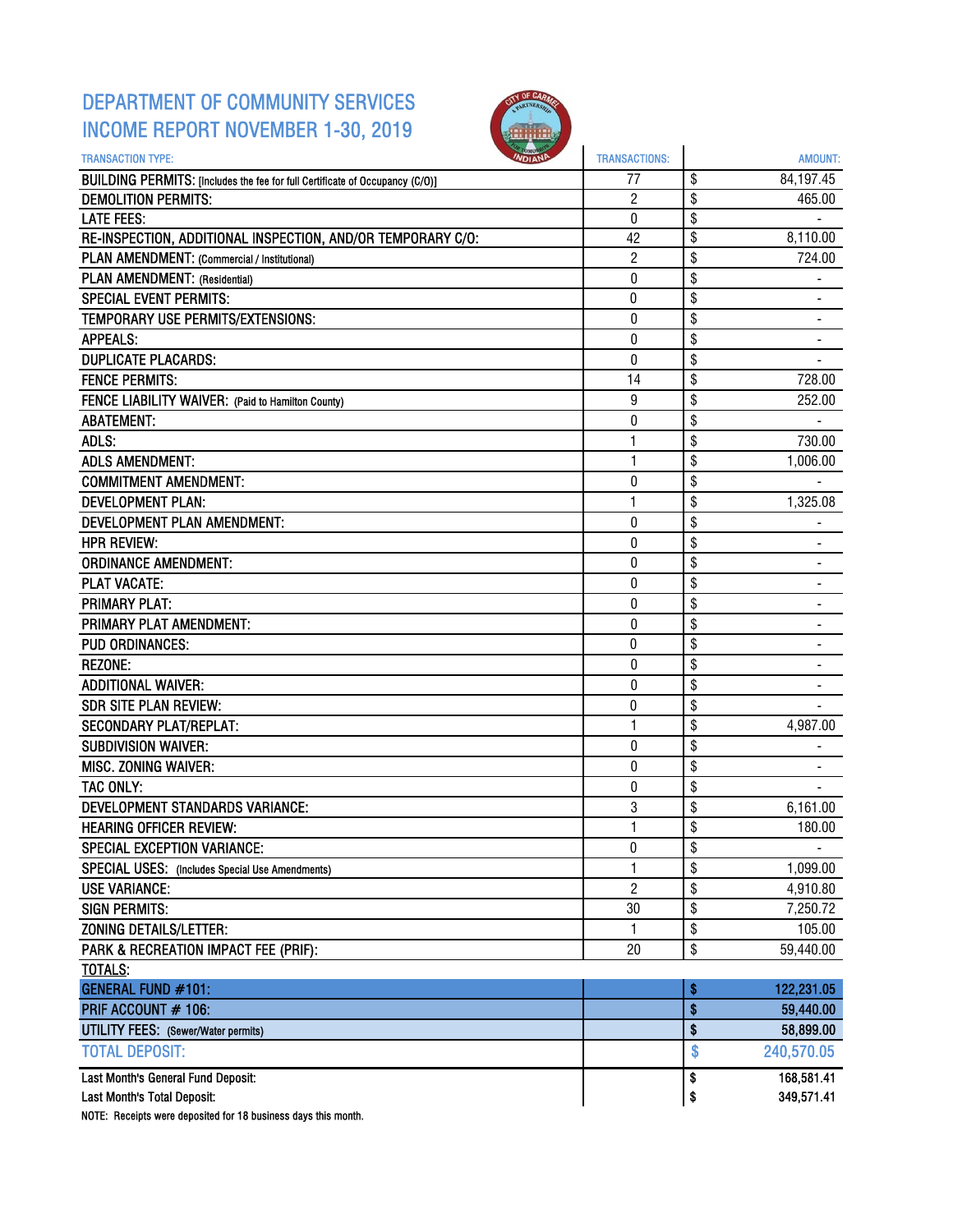# DEPARTMENT OF COMMUNITY SERVICES
## INCOME REPORT NOVEMBER 1-30, 2019

| TRANSACTION TYPE: | TRANSACTIONS: | AMOUNT: |
|---|---|---|
| BUILDING PERMITS: [Includes the fee for full Certificate of Occupancy (C/O)] | 77 | $ 84,197.45 |
| DEMOLITION PERMITS: | 2 | $ 465.00 |
| LATE FEES: | 0 | $ - |
| RE-INSPECTION, ADDITIONAL INSPECTION, AND/OR TEMPORARY C/O: | 42 | $ 8,110.00 |
| PLAN AMENDMENT: (Commercial / Institutional) | 2 | $ 724.00 |
| PLAN AMENDMENT: (Residential) | 0 | $ - |
| SPECIAL EVENT PERMITS: | 0 | $ - |
| TEMPORARY USE PERMITS/EXTENSIONS: | 0 | $ - |
| APPEALS: | 0 | $ - |
| DUPLICATE PLACARDS: | 0 | $ - |
| FENCE PERMITS: | 14 | $ 728.00 |
| FENCE LIABILITY WAIVER: (Paid to Hamilton County) | 9 | $ 252.00 |
| ABATEMENT: | 0 | $ - |
| ADLS: | 1 | $ 730.00 |
| ADLS AMENDMENT: | 1 | $ 1,006.00 |
| COMMITMENT AMENDMENT: | 0 | $ - |
| DEVELOPMENT PLAN: | 1 | $ 1,325.08 |
| DEVELOPMENT PLAN AMENDMENT: | 0 | $ - |
| HPR REVIEW: | 0 | $ - |
| ORDINANCE AMENDMENT: | 0 | $ - |
| PLAT VACATE: | 0 | $ - |
| PRIMARY PLAT: | 0 | $ - |
| PRIMARY PLAT AMENDMENT: | 0 | $ - |
| PUD ORDINANCES: | 0 | $ - |
| REZONE: | 0 | $ - |
| ADDITIONAL WAIVER: | 0 | $ - |
| SDR SITE PLAN REVIEW: | 0 | $ - |
| SECONDARY PLAT/REPLAT: | 1 | $ 4,987.00 |
| SUBDIVISION WAIVER: | 0 | $ - |
| MISC. ZONING WAIVER: | 0 | $ - |
| TAC ONLY: | 0 | $ - |
| DEVELOPMENT STANDARDS VARIANCE: | 3 | $ 6,161.00 |
| HEARING OFFICER REVIEW: | 1 | $ 180.00 |
| SPECIAL EXCEPTION VARIANCE: | 0 | $ - |
| SPECIAL USES: (Includes Special Use Amendments) | 1 | $ 1,099.00 |
| USE VARIANCE: | 2 | $ 4,910.80 |
| SIGN PERMITS: | 30 | $ 7,250.72 |
| ZONING DETAILS/LETTER: | 1 | $ 105.00 |
| PARK & RECREATION IMPACT FEE (PRIF): | 20 | $ 59,440.00 |
| **TOTALS:** | | |
| **GENERAL FUND #101:** | | **$ 122,231.05** |
| **PRIF ACCOUNT # 106:** | | **$ 59,440.00** |
| **UTILITY FEES:** (Sewer/Water permits) | | **$ 58,899.00** |
| **TOTAL DEPOSIT:** | | **$ 240,570.05** |
| Last Month's General Fund Deposit: | | $ 168,581.41 |
| Last Month's Total Deposit: | | $ 349,571.41 |

NOTE: Receipts were deposited for 18 business days this month.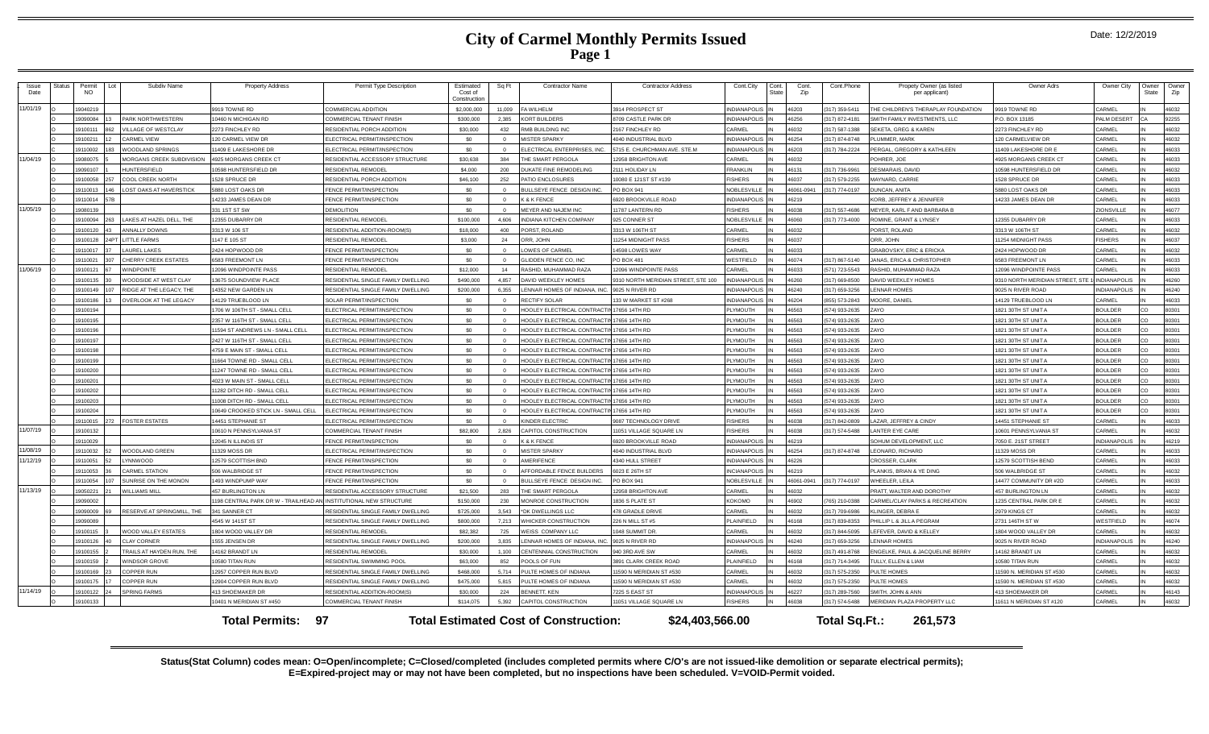# City of Carmel Monthly Permits Issued

## Page 1

Date: 12/2/2019

| Issue Date | Status | Permit NO | Lot | Subdiv Name | Property Address | Permit Type Description | Estimated Cost of Construction | Sq Ft | Contractor Name | Contractor Address | Cont.City | Cont. State | Cont. Zip | Cont.Phone | Propety Owner (as listed per applicant) | Owner Adrs | Owner City | Owner State | Owner Zip |
|---|---|---|---|---|---|---|---|---|---|---|---|---|---|---|---|---|---|---|---|
| 11/01/19 | O | 19040219 | | | 9919 TOWNE RD | COMMERCIAL ADDITION | $2,000,000 | 11,009 | FA WILHELM | 3914 PROSPECT ST | INDIANAPOLIS | IN | 46203 | (317) 359-5411 | THE CHILDREN'S THERAPLAY FOUNDATION | 9919 TOWNE RD | CARMEL | IN | 46032 |
| | O | 19090084 | 13 | PARK NORTHWESTERN | 10460 N MICHIGAN RD | COMMERCIAL TENANT FINISH | $300,000 | 2,385 | KORT BUILDERS | 8709 CASTLE PARK DR | INDIANAPOLIS | IN | 46256 | (317) 872-4181 | SMITH FAMILY INVESTMENTS, LLC | P.O. BOX 13185 | PALM DESERT | CA | 92255 |
| | O | 19100111 | 862 | VILLAGE OF WESTCLAY | 2273 FINCHLEY RD | RESIDENTIAL PORCH ADDITION | $30,000 | 432 | RMB BUILDING INC | 2167 FINCHLEY RD | CARMEL | IN | 46032 | (317) 587-1388 | SEKETA, GREG & KAREN | 2273 FINCHLEY RD | CARMEL | IN | 46032 |
| | O | 19100211 | 12 | CARMEL VIEW | 120 CARMEL VIEW DR | ELECTRICAL PERMIT/INSPECTION | $0 | 0 | MISTER SPARKY | 4040 INDUSTRIAL BLVD | INDIANAPOLIS | IN | 46254 | (317) 874-8748 | PLUMMER, MARK | 120 CARMELVIEW DR | CARMEL | IN | 46032 |
| | O | 19110002 | 189 | WOODLAND SPRINGS | 11409 E LAKESHORE DR | ELECTRICAL PERMIT/INSPECTION | $0 | 0 | ELECTRICAL ENTERPRISES, INC. | 5715 E. CHURCHMAN AVE. STE.M | INDIANAPOLIS | IN | 46203 | (317) 784-2224 | PERGAL, GREGORY & KATHLEEN | 11409 LAKESHORE DR E | CARMEL | IN | 46033 |
| 11/04/19 | O | 19080075 | 5 | MORGANS CREEK SUBDIVISION | 4925 MORGANS CREEK CT | RESIDENTIAL ACCESSORY STRUCTURE | $30,638 | 384 | THE SMART PERGOLA | 12958 BRIGHTON AVE | CARMEL | IN | 46032 | | POHRER, JOE | 4925 MORGANS CREEK CT | CARMEL | IN | 46033 |
| | O | 19090107 | 1 | HUNTERSFIELD | 10598 HUNTERSFIELD DR | RESIDENTIAL REMODEL | $4,000 | 200 | DUKATE FINE REMODELING | 2111 HOLIDAY LN | FRANKLIN | IN | 46131 | (317) 736-9961 | DESMARAIS, DAVID | 10598 HUNTERSFIELD DR | CARMEL | IN | 46032 |
| | O | 19100058 | 257 | COOL CREEK NORTH | 1528 SPRUCE DR | RESIDENTIAL PORCH ADDITION | $46,100 | 252 | PATIO ENCLOSURES | 10080 E 121ST ST #139 | FISHERS | IN | 46037 | (317) 579-2255 | MAYNARD, CARRIE | 1528 SPRUCE DR | CARMEL | IN | 46033 |
| | O | 19110013 | 146 | LOST OAKS AT HAVERSTICK | 5880 LOST OAKS DR | FENCE PERMIT/INSPECTION | $0 | 0 | BULLSEYE FENCE DESIGN INC. | PO BOX 941 | NOBLESVILLE | IN | 46061-0941 | (317) 774-0197 | DUNCAN, ANITA | 5880 LOST OAKS DR | CARMEL | IN | 46033 |
| | O | 19110014 | 578 | | 14233 JAMES DEAN DR | FENCE PERMIT/INSPECTION | $0 | 0 | K & K FENCE | 6920 BROOKVILLE ROAD | INDIANAPOLIS | IN | 46219 | | KORB, JEFFREY & JENNIFER | 14233 JAMES DEAN DR | CARMEL | IN | 46033 |
| 11/05/19 | O | 19080139 | | | 331 1ST ST SW | DEMOLITION | $0 | 0 | MEYER AND NAJEM INC | 11787 LANTERN RD | FISHERS | IN | 46038 | (317) 557-4686 | MEYER, KARL F AND BARBARA B | | ZIONSVILLE | IN | 46077 |
| | O | 19100094 | 263 | LAKES AT HAZEL DELL, THE | 12355 DUBARRY DR | RESIDENTIAL REMODEL | $100,000 | 4,606 | INDIANA KITCHEN COMPANY | 925 CONNER ST | NOBLESVILLE | IN | 46060 | (317) 773-4000 | ROMINE, GRANT & LYNSEY | 12355 DUBARRY DR | CARMEL | IN | 46033 |
| | O | 19100120 | 43 | ANNALLY DOWNS | 3313 W 106 ST | RESIDENTIAL ADDITION-ROOM(S) | $18,000 | 400 | PORST, ROLAND | 3313 W 106TH ST | CARMEL | IN | 46032 | | PORST, ROLAND | 3313 W 106TH ST | CARMEL | IN | 46032 |
| | O | 19100128 | 24PT | LITTLE FARMS | 1147 E 105 ST | RESIDENTIAL REMODEL | $3,000 | 24 | ORR, JOHN | 11254 MIDNIGHT PASS | FISHERS | IN | 46037 | | ORR, JOHN | 11254 MIDNIGHT PASS | FISHERS | IN | 46037 |
| | O | 19110017 | 37 | LAUREL LAKES | 2424 HOPWOOD DR | FENCE PERMIT/INSPECTION | $0 | 0 | LOWES OF CARMEL | 14598 LOWES WAY | CARMEL | IN | 46033 | | GRABOVSKY, ERIC & ERICKA | 2424 HOPWOOD DR | CARMEL | IN | 46032 |
| | O | 19110021 | 307 | CHERRY CREEK ESTATES | 6583 FREEMONT LN | FENCE PERMIT/INSPECTION | $0 | 0 | GLIDDEN FENCE CO, INC | PO BOX 481 | WESTFIELD | IN | 46074 | (317) 867-5140 | JANAS, ERICA & CHRISTOPHER | 6583 FREEMONT LN | CARMEL | IN | 46033 |
| 11/06/19 | O | 19100121 | 67 | WINDPOINTE | 12096 WINDPOINTE PASS | RESIDENTIAL REMODEL | $12,000 | 14 | RASHID, MUHAMMAD RAZA | 12096 WINDPOINTE PASS | CARMEL | IN | 46033 | (571) 723-5543 | RASHID, MUHAMMAD RAZA | 12096 WINDPOINTE PASS | CARMEL | IN | 46033 |
| | O | 19100135 | 30 | WOODSIDE AT WEST CLAY | 13675 SOUNDVIEW PLACE | RESIDENTIAL SINGLE FAMILY DWELLING | $490,000 | 4,857 | DAVID WEEKLEY HOMES | 9310 NORTH MERIDIAN STREET, STE 100 | INDIANAPOLIS | IN | 46260 | (317) 669-8500 | DAVID WEEKLEY HOMES | 9310 NORTH MERIDIAN STREET, STE 1 | INDIANAPOLIS | IN | 46260 |
| | O | 19100149 | 107 | RIDGE AT THE LEGACY, THE | 14352 NEW GARDEN LN | RESIDENTIAL SINGLE FAMILY DWELLING | $200,000 | 6,355 | LENNAR HOMES OF INDIANA, INC. | 9025 N RIVER RD | INDIANAPOLIS | IN | 46240 | (317) 659-3256 | LENNAR HOMES | 9025 N RIVER ROAD | INDIANAPOLIS | IN | 46240 |
| | O | 19100186 | 13 | OVERLOOK AT THE LEGACY | 14129 TRUEBLOOD LN | SOLAR PERMIT/INSPECTION | $0 | 0 | RECTIFY SOLAR | 133 W MARKET ST #268 | INDIANAPOLIS | IN | 46204 | (855) 573-2843 | MOORE, DANIEL | 14129 TRUEBLOOD LN | CARMEL | IN | 46033 |
| | O | 19100194 | | | 1706 W 106TH ST - SMALL CELL | ELECTRICAL PERMIT/INSPECTION | $0 | 0 | HOOLEY ELECTRICAL CONTRACTIN | 17656 14TH RD | PLYMOUTH | IN | 46563 | (574) 933-2635 | ZAYO | 1821 30TH ST UNIT A | BOULDER | CO | 80301 |
| | O | 19100195 | | | 2357 W 116TH ST - SMALL CELL | ELECTRICAL PERMIT/INSPECTION | $0 | 0 | HOOLEY ELECTRICAL CONTRACTIN | 17656 14TH RD | PLYMOUTH | IN | 46563 | (574) 933-2635 | ZAYO | 1821 30TH ST UNIT A | BOULDER | CO | 80301 |
| | O | 19100196 | | | 11594 ST ANDREWS LN - SMALL CELL | ELECTRICAL PERMIT/INSPECTION | $0 | 0 | HOOLEY ELECTRICAL CONTRACTIN | 17656 14TH RD | PLYMOUTH | IN | 46563 | (574) 933-2635 | ZAYO | 1821 30TH ST UNIT A | BOULDER | CO | 80301 |
| | O | 19100197 | | | 2427 W 116TH ST - SMALL CELL | ELECTRICAL PERMIT/INSPECTION | $0 | 0 | HOOLEY ELECTRICAL CONTRACTIN | 17656 14TH RD | PLYMOUTH | IN | 46563 | (574) 933-2635 | ZAYO | 1821 30TH ST UNIT A | BOULDER | CO | 80301 |
| | O | 19100198 | | | 4759 E MAIN ST - SMALL CELL | ELECTRICAL PERMIT/INSPECTION | $0 | 0 | HOOLEY ELECTRICAL CONTRACTIN | 17656 14TH RD | PLYMOUTH | IN | 46563 | (574) 933-2635 | ZAYO | 1821 30TH ST UNIT A | BOULDER | CO | 80301 |
| | O | 19100199 | | | 11664 TOWNE RD - SMALL CELL | ELECTRICAL PERMIT/INSPECTION | $0 | 0 | HOOLEY ELECTRICAL CONTRACTIN | 17656 14TH RD | PLYMOUTH | IN | 46563 | (574) 933-2635 | ZAYO | 1821 30TH ST UNIT A | BOULDER | CO | 80301 |
| | O | 19100200 | | | 11247 TOWNE RD - SMALL CELL | ELECTRICAL PERMIT/INSPECTION | $0 | 0 | HOOLEY ELECTRICAL CONTRACTIN | 17656 14TH RD | PLYMOUTH | IN | 46563 | (574) 933-2635 | ZAYO | 1821 30TH ST UNIT A | BOULDER | CO | 80301 |
| | O | 19100201 | | | 4023 W MAIN ST - SMALL CELL | ELECTRICAL PERMIT/INSPECTION | $0 | 0 | HOOLEY ELECTRICAL CONTRACTIN | 17656 14TH RD | PLYMOUTH | IN | 46563 | (574) 933-2635 | ZAYO | 1821 30TH ST UNIT A | BOULDER | CO | 80301 |
| | O | 19100202 | | | 11282 DITCH RD - SMALL CELL | ELECTRICAL PERMIT/INSPECTION | $0 | 0 | HOOLEY ELECTRICAL CONTRACTIN | 17656 14TH RD | PLYMOUTH | IN | 46563 | (574) 933-2635 | ZAYO | 1821 30TH ST UNIT A | BOULDER | CO | 80301 |
| | O | 19100203 | | | 11008 DITCH RD - SMALL CELL | ELECTRICAL PERMIT/INSPECTION | $0 | 0 | HOOLEY ELECTRICAL CONTRACTIN | 17656 14TH RD | PLYMOUTH | IN | 46563 | (574) 933-2635 | ZAYO | 1821 30TH ST UNIT A | BOULDER | CO | 80301 |
| | O | 19100204 | | | 10649 CROOKED STICK LN - SMALL CELL | ELECTRICAL PERMIT/INSPECTION | $0 | 0 | HOOLEY ELECTRICAL CONTRACTIN | 17656 14TH RD | PLYMOUTH | IN | 46563 | (574) 933-2635 | ZAYO | 1821 30TH ST UNIT A | BOULDER | CO | 80301 |
| | O | 19110015 | 272 | FOSTER ESTATES | 14451 STEPHANIE ST | ELECTRICAL PERMIT/INSPECTION | $0 | 0 | KINDER ELECTRIC | 9087 TECHNOLOGY DRIVE | FISHERS | IN | 46038 | (317) 842-0809 | LAZAR, JEFFREY & CINDY | 14451 STEPHANIE ST | CARMEL | IN | 46033 |
| 11/07/19 | O | 19100132 | | | 10610 N PENNSYLVANIA ST | COMMERCIAL TENANT FINISH | $82,800 | 2,826 | CAPITOL CONSTRUCTION | 11051 VILLAGE SQUARE LN | FISHERS | IN | 46038 | (317) 574-5488 | LANTER EYE CARE | 10601 PENNSYLVANIA ST | CARMEL | IN | 46032 |
| | O | 19110029 | | | 12045 N ILLINOIS ST | FENCE PERMIT/INSPECTION | $0 | 0 | K & K FENCE | 6920 BROOKVILLE ROAD | INDIANAPOLIS | IN | 46219 | | SOHUM DEVELOPMENT, LLC | 7050 E. 21ST STREET | INDIANAPOLIS | IN | 46219 |
| 11/08/19 | O | 19110032 | 52 | WOODLAND GREEN | 11329 MOSS DR | ELECTRICAL PERMIT/INSPECTION | $0 | 0 | MISTER SPARKY | 4040 INDUSTRIAL BLVD | INDIANAPOLIS | IN | 46254 | (317) 874-8748 | LEONARD, RICHARD | 11329 MOSS DR | CARMEL | IN | 46033 |
| 11/12/19 | O | 19110051 | 52 | LYNNWOOD | 12579 SCOTTISH BND | FENCE PERMIT/INSPECTION | $0 | 0 | AMERIFENCE | 4340 HULL STREET | INDIANAPOLIS | IN | 46226 | | CROSSER, CLARK | 12579 SCOTTISH BEND | CARMEL | IN | 46033 |
| | O | 19110053 | 36 | CARMEL STATION | 506 WALBRIDGE ST | FENCE PERMIT/INSPECTION | $0 | 0 | AFFORDABLE FENCE BUILDERS | 6023 E 26TH ST | INCIANAPOLIS | IN | 46219 | | PLANKIS, BRIAN & YE DING | 506 WALBRIDGE ST | CARMEL | IN | 46032 |
| | O | 19110054 | 107 | SUNRISE ON THE MONON | 1493 WINDPUMP WAY | FENCE PERMIT/INSPECTION | $0 | 0 | BULLSEYE FENCE DESIGN INC. | PO BOX 941 | NOBLESVILLE | IN | 46061-0941 | (317) 774-0197 | WHEELER, LEILA | 14477 COMMUNITY DR #2D | CARMEL | IN | 46033 |
| 11/13/19 | O | 19050221 | 21 | WILLIAMS MILL | 457 BURLINGTON LN | RESIDENTIAL ACCESSORY STRUCTURE | $21,500 | 283 | THE SMART PERGOLA | 12958 BRIGHTON AVE | CARMEL | IN | 46032 | | PRATT, WALTER AND DOROTHY | 457 BURLINGTON LN | CARMEL | IN | 46032 |
| | O | 19090002 | | | 1198 CENTRAL PARK DR W - TRAILHEAD AN | INSTITUTIONAL NEW STRUCTURE | $150,000 | 230 | MONROE CONSTRUCTION | 1836 S PLATE ST | KOKOMO | IN | 46902 | (765) 210-0388 | CARMEL/CLAY PARKS & RECREATION | 1235 CENTRAL PARK DR E | CARMEL | IN | 46032 |
| | O | 19090009 | 69 | RESERVE AT SPRINGMILL, THE | 341 SANNER CT | RESIDENTIAL SINGLE FAMILY DWELLING | $725,000 | 3,543 | *OK DWELLINGS LLC | 478 GRADLE DRIVE | CARMEL | IN | 46032 | (317) 709-6986 | KLINGER, DEBRA E | 2979 KINGS CT | CARMEL | IN | 46032 |
| | O | 19090089 | | | 4545 W 141ST ST | RESIDENTIAL SINGLE FAMILY DWELLING | $800,000 | 7,213 | WHICKER CONSTRUCTION | 226 N MILL ST #5 | PLAINFIELD | IN | 46168 | (317) 839-8353 | PHILLIP L & JILL A PEGRAM | 2731 146TH ST W | WESTFIELD | IN | 46074 |
| | O | 19100115 | 3 | WOOD VALLEY ESTATES | 1804 WOOD VALLEY DR | RESIDENTIAL REMODEL | $82,382 | 725 | WEISS COMPANY LLC | 1048 SUMMIT DR. | CARMEL | IN | 46032 | (317) 844-5095 | LEFEVER, DAVID & KELLEY | 1804 WOOD VALLEY DR | CARMEL | IN | 46032 |
| | O | 19100126 | 40 | CLAY CORNER | 1555 JENSEN DR | RESIDENTIAL SINGLE FAMILY DWELLING | $200,000 | 3,835 | LENNAR HOMES OF INDIANA, INC. | 9025 N RIVER RD | INDIANAPOLIS | IN | 46240 | (317) 659-3256 | LENNAR HOMES | 9025 N RIVER ROAD | INDIANAPOLIS | IN | 46240 |
| | O | 19100155 | 2 | TRAILS AT HAYDEN RUN, THE | 14162 BRANDT LN | RESIDENTIAL REMODEL | $30,000 | 1,100 | CENTENNIAL CONSTRUCTION | 940 3RD AVE SW | CARMEL | IN | 46032 | (317) 491-8768 | ENGELKE, PAUL & JACQUELINE BERRY | 14162 BRANDT LN | CARMEL | IN | 46032 |
| | O | 19100159 | 2 | WINDSOR GROVE | 10580 TITAN RUN | RESIDENTIAL SWIMMING POOL | $63,000 | 852 | POOLS OF FUN | 3891 CLARK CREEK ROAD | PLAINFIELD | IN | 46168 | (317) 714-3495 | TULLY, ELLEN & LIAM | 10580 TITAN RUN | CARMEL | IN | 46032 |
| | O | 19100169 | 23 | COPPER RUN | 12957 COPPER RUN BLVD | RESIDENTIAL SINGLE FAMILY DWELLING | $468,000 | 5,714 | PULTE HOMES OF INDIANA | 11590 N MERIDIAN ST #530 | CARMEL | IN | 46032 | (317) 575-2350 | PULTE HOMES | 11590 N. MERIDIAN ST #530 | CARMEL | IN | 46032 |
| | O | 19100175 | 17 | COPPER RUN | 12904 COPPER RUN BLVD | RESIDENTIAL SINGLE FAMILY DWELLING | $475,000 | 5,815 | PULTE HOMES OF INDIANA | 11590 N MERIDIAN ST #530 | CARMEL | IN | 46032 | (317) 575-2350 | PULTE HOMES | 11590 N. MERIDIAN ST #530 | CARMEL | IN | 46032 |
| 11/14/19 | O | 19100122 | 24 | SPRING FARMS | 413 SHOEMAKER DR | RESIDENTIAL ADDITION-ROOM(S) | $30,000 | 224 | BENNETT, KEN | 7225 S EAST ST | INDIANAPOLIS | IN | 46227 | (317) 289-7560 | SMITH, JOHN & ANN | 413 SHOEMAKER DR | CARMEL | IN | 46143 |
| | O | 19100133 | | | 10401 N MERIDIAN ST #450 | COMMERCIAL TENANT FINISH | $114,075 | 5,392 | CAPITOL CONSTRUCTION | 11051 VILLAGE SQUARE LN | FISHERS | IN | 46038 | (317) 574-5488 | MERIDIAN PLAZA PROPERTY LLC | 11611 N MERIDIAN ST #120 | CARMEL | IN | 46032 |

**Total Permits: 97** **Total Estimated Cost of Construction: $24,403,566.00** **Total Sq.Ft.: 261,573**

**Status(Stat Column) codes mean: O=Open/incomplete; C=Closed/completed (includes completed permits where C/O's are not issued-like demolition or separate electrical permits); E=Expired-project may or may not have been completed, but no inspections have been scheduled. V=VOID-Permit voided.**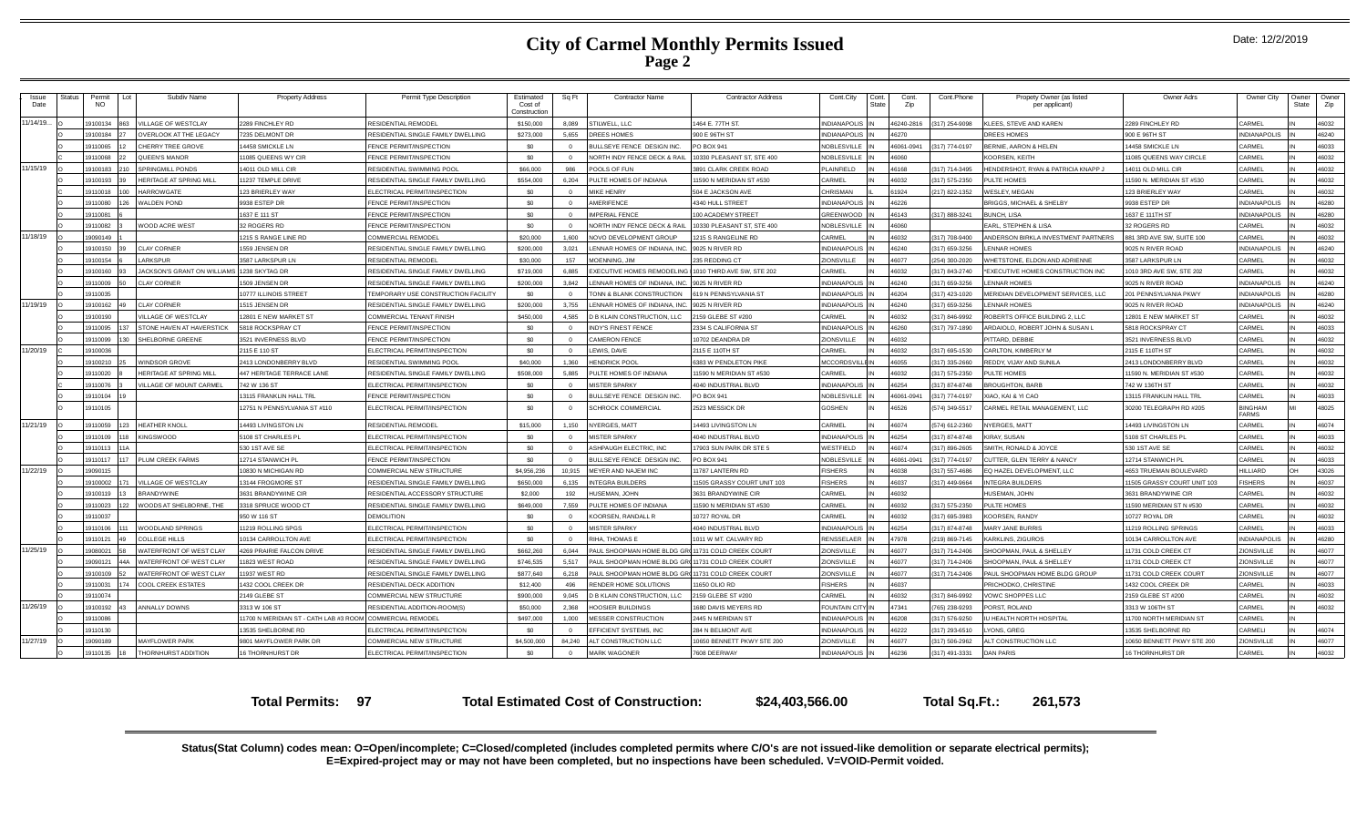# City of Carmel Monthly Permits Issued

## Page 2

Date: 12/2/2019

| Issue Date | Status | Permit NO | Lot | Subdiv Name | Property Address | Permit Type Description | Estimated Cost of Construction | Sq Ft | Contractor Name | Contractor Address | Cont.City | Cont. State | Cont. Zip | Cont.Phone | Propety Owner (as listed per applicant) | Owner Adrs | Owner City | Owner State | Owner Zip |
|---|---|---|---|---|---|---|---|---|---|---|---|---|---|---|---|---|---|---|---|
| 11/14/19... | O | 19100134 | 863 | VILLAGE OF WESTCLAY | 2289 FINCHLEY RD | RESIDENTIAL REMODEL | $150,000 | 8,089 | STILWELL, LLC | 1464 E. 77TH ST. | INDIANAPOLIS | IN | 46240-2816 | (317) 254-9098 | KLEES, STEVE AND KAREN | 2289 FINCHLEY RD | CARMEL | IN | 46032 |
| | O | 19100184 | 27 | OVERLOOK AT THE LEGACY | 7235 DELMONT DR | RESIDENTIAL SINGLE FAMILY DWELLING | $273,000 | 5,655 | DREES HOMES | 900 E 96TH ST | INDIANAPOLIS | IN | 46270 | | DREES HOMES | 900 E 96TH ST | INDIANAPOLIS | IN | 46240 |
| | O | 19110065 | 12 | CHERRY TREE GROVE | 14458 SMICKLE LN | FENCE PERMIT/INSPECTION | $0 | 0 | BULLSEYE FENCE DESIGN INC. | PO BOX 941 | NOBLESVILLE | IN | 46061-0941 | (317) 774-0197 | BERNIE, AARON & HELEN | 14458 SMICKLE LN | CARMEL | IN | 46033 |
| | C | 19110088 | 22 | QUEEN'S MANOR | 11085 QUEENS WY CIR | FENCE PERMIT/INSPECTION | $0 | 0 | NORTH INDY FENCE DECK & RAIL | 10330 PLEASANT ST, STE 400 | NOBLESVILLE | IN | 46060 | | KOORSEN, KEITH | 11085 QUEENS WAY CIRCLE | CARMEL | IN | 46032 |
| 11/15/19 | O | 19100183 | 210 | SPRINGMILL PONDS | 14011 OLD MILL CIR | RESIDENTIAL SWIMMING POOL | $66,000 | 986 | POOLS OF FUN | 3891 CLARK CREEK ROAD | PLAINFIELD | IN | 46168 | (317) 714-3495 | HENDERSHOT, RYAN & PATRICIA KNAPP J | 14011 OLD MILL CIR | CARMEL | IN | 46032 |
| | O | 19100193 | 39 | HERITAGE AT SPRING MILL | 11237 TEMPLE DRIVE | RESIDENTIAL SINGLE FAMILY DWELLING | $554,000 | 6,204 | PULTE HOMES OF INDIANA | 11590 N MERIDIAN ST #530 | CARMEL | IN | 46032 | (317) 575-2350 | PULTE HOMES | 11590 N. MERIDIAN ST #530 | CARMEL | IN | 46032 |
| | O | 19110018 | 100 | HARROWGATE | 123 BRIERLEY WAY | ELECTRICAL PERMIT/INSPECTION | $0 | 0 | MIKE HENRY | 504 E JACKSON AVE | CHRISMAN | IL | 61924 | (217) 822-1352 | WESLEY, MEGAN | 123 BRIERLEY WAY | CARMEL | IN | 46032 |
| | O | 19110080 | 126 | WALDEN POND | 9938 ESTEP DR | FENCE PERMIT/INSPECTION | $0 | 0 | AMERIFENCE | 4340 HULL STREET | INDIANAPOLIS | IN | 46226 | | BRIGGS, MICHAEL & SHELBY | 9938 ESTEP DR | INDIANAPOLIS | IN | 46280 |
| | O | 19110081 | | | 1637 E 111 ST | FENCE PERMIT/INSPECTION | $0 | 0 | IMPERIAL FENCE | 100 ACADEMY STREET | GREENWOOD | IN | 46143 | (317) 888-3241 | BUNCH, LISA | 1637 E 111TH ST | INDIANAPOLIS | IN | 46280 |
| | O | 19110082 | 3 | WOOD ACRE WEST | 32 ROGERS RD | FENCE PERMIT/INSPECTION | $0 | 0 | NORTH INDY FENCE DECK & RAIL | 10330 PLEASANT ST, STE 400 | NOBLESVILLE | IN | 46060 | | EARL, STEPHEN & LISA | 32 ROGERS RD | CARMEL | IN | 46032 |
| 11/18/19 | O | 19090149 | 1 | | 1215 S RANGE LINE RD | COMMERCIAL REMODEL | $20,000 | 1,600 | NOVO DEVELOPMENT GROUP | 1215 S RANGELINE RD | CARMEL | IN | 46032 | (317) 708-9400 | ANDERSON BIRKLA INVESTMENT PARTNERS | 881 3RD AVE SW, SUITE 100 | CARMEL | IN | 46032 |
| | O | 19100150 | 39 | CLAY CORNER | 1559 JENSEN DR | RESIDENTIAL SINGLE FAMILY DWELLING | $200,000 | 3,021 | LENNAR HOMES OF INDIANA, INC. | 9025 N RIVER RD | INDIANAPOLIS | IN | 46240 | (317) 659-3256 | LENNAR HOMES | 9025 N RIVER ROAD | INDIANAPOLIS | IN | 46240 |
| | O | 19100154 | 6 | LARKSPUR | 3587 LARKSPUR LN | RESIDENTIAL REMODEL | $30,000 | 157 | MOENNING, JIM | 235 REDDING CT | ZIONSVILLE | IN | 46077 | (254) 300-2020 | WHETSTONE, ELDON AND ADRIENNE | 3587 LARKSPUR LN | CARMEL | IN | 46032 |
| | O | 19100160 | 93 | JACKSON'S GRANT ON WILLIAMS | 1238 SKYTAG DR | RESIDENTIAL SINGLE FAMILY DWELLING | $719,000 | 6,885 | EXECUTIVE HOMES REMODELING | 1010 THIRD AVE SW, STE 202 | CARMEL | IN | 46032 | (317) 843-2740 | *EXECUTIVE HOMES CONSTRUCTION INC | 1010 3RD AVE SW, STE 202 | CARMEL | IN | 46032 |
| | O | 19110009 | 50 | CLAY CORNER | 1509 JENSEN DR | RESIDENTIAL SINGLE FAMILY DWELLING | $200,000 | 3,842 | LENNAR HOMES OF INDIANA, INC. | 9025 N RIVER RD | INDIANAPOLIS | IN | 46240 | (317) 659-3256 | LENNAR HOMES | 9025 N RIVER ROAD | INDIANAPOLIS | IN | 46240 |
| | O | 19110035 | | | 10777 ILLINOIS STREET | TEMPORARY USE CONSTRUCTION FACILITY | $0 | 0 | TONN & BLANK CONSTRUCTION | 619 N PENNSYLVANIA ST | INDIANAPOLIS | IN | 46204 | (317) 423-1020 | MERIDIAN DEVELOPMENT SERVICES, LLC | 201 PENNSYLVANIA PKWY | INDIANAPOLIS | IN | 46280 |
| 11/19/19 | O | 19100162 | 49 | CLAY CORNER | 1515 JENSEN DR | RESIDENTIAL SINGLE FAMILY DWELLING | $200,000 | 3,755 | LENNAR HOMES OF INDIANA, INC. | 9025 N RIVER RD | INDIANAPOLIS | IN | 46240 | (317) 659-3256 | LENNAR HOMES | 9025 N RIVER ROAD | INDIANAPOLIS | IN | 46240 |
| | O | 19100190 | | VILLAGE OF WESTCLAY | 12801 E NEW MARKET ST | COMMERCIAL TENANT FINISH | $450,000 | 4,585 | D B KLAIN CONSTRUCTION, LLC | 2159 GLEBE ST #200 | CARMEL | IN | 46032 | (317) 846-9992 | ROBERTS OFFICE BUILDING 2, LLC | 12801 E NEW MARKET ST | CARMEL | IN | 46032 |
| | O | 19110095 | 137 | STONE HAVEN AT HAVERSTICK | 5818 ROCKSPRAY CT | FENCE PERMIT/INSPECTION | $0 | 0 | INDY'S FINEST FENCE | 2334 S CALIFORNIA ST | INDIANAPOLIS | IN | 46260 | (317) 797-1890 | ARDAIOLO, ROBERT JOHN & SUSAN L | 5818 ROCKSPRAY CT | CARMEL | IN | 46033 |
| | O | 19110099 | 130 | SHELBORNE GREENE | 3521 INVERNESS BLVD | FENCE PERMIT/INSPECTION | $0 | 0 | CAMERON FENCE | 10702 DEANDRA DR | ZIONSVILLE | IN | 46032 | | PITTARD, DEBBIE | 3521 INVERNESS BLVD | CARMEL | IN | 46032 |
| 11/20/19 | C | 19100036 | | | 2115 E 110 ST | ELECTRICAL PERMIT/INSPECTION | $0 | 0 | LEWIS, DAVE | 2115 E 110TH ST | CARMEL | IN | 46032 | (317) 695-1530 | CARLTON, KIMBERLY M | 2115 E 110TH ST | CARMEL | IN | 46032 |
| | O | 19100210 | 25 | WINDSOR GROVE | 2413 LONDONBERRY BLVD | RESIDENTIAL SWIMMING POOL | $40,000 | 1,360 | HENDRICK POOL | 6383 W PENDLETON PIKE | MCCORDSVILLE | IN | 46055 | (317) 335-2660 | REDDY, VIJAY AND SUNILA | 2413 LONDONBERRY BLVD | CARMEL | IN | 46032 |
| | O | 19110020 | 8 | HERITAGE AT SPRING MILL | 447 HERITAGE TERRACE LANE | RESIDENTIAL SINGLE FAMILY DWELLING | $508,000 | 5,885 | PULTE HOMES OF INDIANA | 11590 N MERIDIAN ST #530 | CARMEL | IN | 46032 | (317) 575-2350 | PULTE HOMES | 11590 N. MERIDIAN ST #530 | CARMEL | IN | 46032 |
| | C | 19110076 | 3 | VILLAGE OF MOUNT CARMEL | 742 W 136 ST | ELECTRICAL PERMIT/INSPECTION | $0 | 0 | MISTER SPARKY | 4040 INDUSTRIAL BLVD | INDIANAPOLIS | IN | 46254 | (317) 874-8748 | BROUGHTON, BARB | 742 W 136TH ST | CARMEL | IN | 46032 |
| | O | 19110104 | 19 | | 13115 FRANKLIN HALL TRL | FENCE PERMIT/INSPECTION | $0 | 0 | BULLSEYE FENCE DESIGN INC. | PO BOX 941 | NOBLESVILLE | IN | 46061-0941 | (317) 774-0197 | XIAO, KAI & YI CAO | 13115 FRANKLIN HALL TRL | CARMEL | IN | 46033 |
| | O | 19110105 | | | 12751 N PENNSYLVANIA ST #110 | ELECTRICAL PERMIT/INSPECTION | $0 | 0 | SCHROCK COMMERCIAL | 2523 MESSICK DR | GOSHEN | IN | 46526 | (574) 349-5517 | CARMEL RETAIL MANAGEMENT, LLC | 30200 TELEGRAPH RD #205 | BINGHAM FARMS | MI | 48025 |
| 11/21/19 | O | 19110059 | 123 | HEATHER KNOLL | 14493 LIVINGSTON LN | RESIDENTIAL REMODEL | $15,000 | 1,150 | NYERGES, MATT | 14493 LIVINGSTON LN | CARMEL | IN | 46074 | (574) 612-2360 | NYERGES, MATT | 14493 LIVINGSTON LN | CARMEL | IN | 46074 |
| | O | 19110109 | 118 | KINGSWOOD | 5108 ST CHARLES PL | ELECTRICAL PERMIT/INSPECTION | $0 | 0 | MISTER SPARKY | 4040 INDUSTRIAL BLVD | INDIANAPOLIS | IN | 46254 | (317) 874-8748 | KIRAY, SUSAN | 5108 ST CHARLES PL | CARMEL | IN | 46033 |
| | O | 19110113 | 11A | | 530 1ST AVE SE | ELECTRICAL PERMIT/INSPECTION | $0 | 0 | ASHPAUGH ELECTRIC, INC | 17903 SUN PARK DR STE 5 | WESTFIELD | IN | 46074 | (317) 896-2605 | SMITH, RONALD & JOYCE | 530 1ST AVE SE | CARMEL | IN | 46032 |
| | O | 19110117 | 117 | PLUM CREEK FARMS | 12714 STANWICH PL | FENCE PERMIT/INSPECTION | $0 | 0 | BULLSEYE FENCE DESIGN INC. | PO BOX 941 | NOBLESVILLE | IN | 46061-0941 | (317) 774-0197 | CUTTER, GLEN TERRY & NANCY | 12714 STANWICH PL | CARMEL | IN | 46033 |
| 11/22/19 | O | 19090115 | | | 10830 N MICHIGAN RD | COMMERCIAL NEW STRUCTURE | $4,956,236 | 10,915 | MEYER AND NAJEM INC | 11787 LANTERN RD | FISHERS | IN | 46038 | (317) 557-4688 | EQ HAZEL DEVELOPMENT, LLC | 4653 TRUEMAN BOULEVARD | HILLIARD | OH | 43026 |
| | O | 19100002 | 171 | VILLAGE OF WESTCLAY | 13144 FROGMORE ST | RESIDENTIAL SINGLE FAMILY DWELLING | $650,000 | 6,135 | INTEGRA BUILDERS | 11505 GRASSY COURT UNIT 103 | FISHERS | IN | 46037 | (317) 449-9664 | INTEGRA BUILDERS | 11505 GRASSY COURT UNIT 103 | FISHERS | IN | 46037 |
| | O | 19100119 | 13 | BRANDYWINE | 3631 BRANDYWINE CIR | RESIDENTIAL ACCESSORY STRUCTURE | $2,000 | 192 | HUSEMAN, JOHN | 3631 BRANDYWINE CIR | CARMEL | IN | 46032 | | HUSEMAN, JOHN | 3631 BRANDYWINE CIR | CARMEL | IN | 46032 |
| | O | 19110023 | 122 | WOODS AT SHELBORNE, THE | 3318 SPRUCE WOOD CT | RESIDENTIAL SINGLE FAMILY DWELLING | $649,000 | 7,559 | PULTE HOMES OF INDIANA | 11590 N MERIDIAN ST #530 | CARMEL | IN | 46032 | (317) 575-2350 | PULTE HOMES | 11590 MERIDIAN ST N #530 | CARMEL | IN | 46032 |
| | O | 19110037 | | | 950 W 116 ST | DEMOLITION | $0 | 0 | KOORSEN, RANDALL R | 10727 ROYAL DR | CARMEL | IN | 46032 | (317) 695-3983 | KOORSEN, RANDY | 10727 ROYAL DR | CARMEL | IN | 46032 |
| | O | 19110106 | 111 | WOODLAND SPRINGS | 11219 ROLLING SPGS | ELECTRICAL PERMIT/INSPECTION | $0 | 0 | MISTER SPARKY | 4040 INDUSTRIAL BLVD | INDIANAPOLIS | IN | 46254 | (317) 874-8748 | MARY JANE BURRIS | 11219 ROLLING SPRINGS | CARMEL | IN | 46033 |
| | O | 19110121 | 49 | COLLEGE HILLS | 10134 CARROLLTON AVE | ELECTRICAL PERMIT/INSPECTION | $0 | 0 | RIHA, THOMAS E | 1011 W MT. CALVARY RD | RENSSELAER | IN | 47978 | (219) 869-7145 | KARKLINS, ZIGUROS | 10134 CARROLLTON AVE | INDIANAPOLIS | IN | 46280 |
| 11/25/19 | O | 19080021 | 58 | WATERFRONT OF WEST CLAY | 4269 PRAIRIE FALCON DRIVE | RESIDENTIAL SINGLE FAMILY DWELLING | $662,260 | 6,044 | PAUL SHOOPMAN HOME BLDG GRO | 11731 COLD CREEK COURT | ZIONSVILLE | IN | 46077 | (317) 714-2406 | SHOOPMAN, PAUL & SHELLEY | 11731 COLD CREEK CT | ZIONSVILLE | IN | 46077 |
| | O | 19090121 | 44A | WATERFRONT OF WEST CLAY | 11823 WEST ROAD | RESIDENTIAL SINGLE FAMILY DWELLING | $746,535 | 5,517 | PAUL SHOOPMAN HOME BLDG GRO | 11731 COLD CREEK COURT | ZIONSVILLE | IN | 46077 | (317) 714-2406 | SHOOPMAN, PAUL & SHELLEY | 11731 COLD CREEK CT | ZIONSVILLE | IN | 46077 |
| | O | 19100109 | 52 | WATERFRONT OF WEST CLAY | 11937 WEST RD | RESIDENTIAL SINGLE FAMILY DWELLING | $877,640 | 6,218 | PAUL SHOOPMAN HOME BLDG GRO | 11731 COLD CREEK COURT | ZIONSVILLE | IN | 46077 | (317) 714-2406 | PAUL SHOOPMAN HOME BLDG GROUP | 11731 COLD CREEK COURT | ZIONSVILLE | IN | 46077 |
| | O | 19110031 | 174 | COOL CREEK ESTATES | 1432 COOL CREEK DR | RESIDENTIAL DECK ADDITION | $12,400 | 496 | RENDER HOME SOLUTIONS | 11650 OLIO RD | FISHERS | IN | 46037 | | PRICHODKO, CHRISTINE | 1432 COOL CREEK DR | CARMEL | IN | 46033 |
| | O | 19110074 | | | 2149 GLEBE ST | COMMERCIAL NEW STRUCTURE | $900,000 | 9,045 | D B KLAIN CONSTRUCTION, LLC | 2159 GLEBE ST #200 | CARMEL | IN | 46032 | (317) 846-9992 | VOWC SHOPPES LLC | 2159 GLEBE ST #200 | CARMEL | IN | 46032 |
| 11/26/19 | O | 19100192 | 43 | ANNALLY DOWNS | 3313 W 106 ST | RESIDENTIAL ADDITION-ROOM(S) | $50,000 | 2,368 | HOOSIER BUILDINGS | 1680 DAVIS MEYERS RD | FOUNTAIN CITY | IN | 47341 | (765) 238-9293 | PORST, ROLAND | 3313 W 106TH ST | CARMEL | IN | 46032 |
| | O | 19110086 | | | 11700 N MERIDIAN ST - CATH LAB #3 ROOM | COMMERCIAL REMODEL | $497,000 | 1,000 | MESSER CONSTRUCTION | 2445 N MERIDIAN ST | INDIANAPOLIS | IN | 46208 | (317) 576-0250 | IU HEALTH NORTH HOSPITAL | 11700 NORTH MERIDIAN ST | CARMEL | IN | |
| | O | 19110130 | | | 13535 SHELBORNE RD | ELECTRICAL PERMIT/INSPECTION | $0 | 0 | EFFICIENT SYSTEMS, INC | 284 N BELMONT AVE | INDIANAPOLIS | IN | 46222 | (317) 293-6510 | LYONS, GREG | 13535 SHELBORNE RD | CARMELI | IN | 46074 |
| 11/27/19 | O | 19090189 | | MAYFLOWER PARK | 9801 MAYFLOWER PARK DR | COMMERCIAL NEW STRUCTURE | $4,500,000 | 84,240 | ALT CONSTRUCTION LLC | 10650 BENNETT PKWY STE 200 | ZIONSVILLE | IN | 46077 | (317) 506-2962 | ALT CONSTRUCTION LLC | 10650 BENNETT PKWY STE 200 | ZIONSVILLE | IN | 46077 |
| | O | 19110135 | 18 | THORNHURST ADDITION | 16 THORNHURST DR | ELECTRICAL PERMIT/INSPECTION | $0 | 0 | MARK WAGONER | 7608 DEERWAY | INDIANAPOLIS | IN | 46236 | (317) 491-3331 | DAN PARIS | 16 THORNHURST DR | CARMEL | IN | 46032 |

**Total Permits: 97** **Total Estimated Cost of Construction: $24,403,566.00** **Total Sq.Ft.: 261,573**

**Status(Stat Column) codes mean: O=Open/incomplete; C=Closed/completed (includes completed permits where C/O's are not issued-like demolition or separate electrical permits); E=Expired-project may or may not have been completed, but no inspections have been scheduled. V=VOID-Permit voided.**